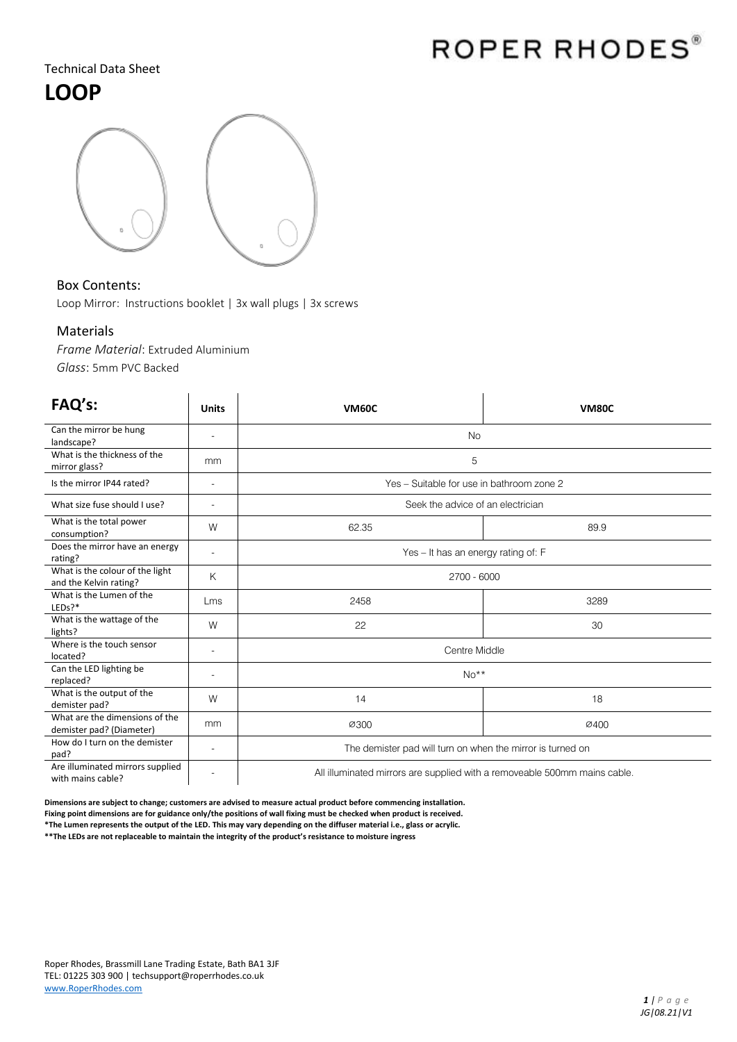ROPER RHODES®

Technical Data Sheet

# LOOP

## Box Contents:

Loop Mirror: Instructions booklet | 3x wall plugs | 3x screws

## Materials

*Frame Material*: Extruded Aluminium

*Glass*: 5mm PVC Backed

| FAQ's: | Units | VM60C | VM80C |
|---|---|---|---|
| Can the mirror be hung landscape? | - | No | |
| What is the thickness of the mirror glass? | mm | 5 | |
| Is the mirror IP44 rated? | - | Yes – Suitable for use in bathroom zone 2 | |
| What size fuse should I use? | - | Seek the advice of an electrician | |
| What is the total power consumption? | W | 62.35 | 89.9 |
| Does the mirror have an energy rating? | - | Yes – It has an energy rating of: F | |
| What is the colour of the light and the Kelvin rating? | K | 2700 - 6000 | |
| What is the Lumen of the LEDs?* | Lms | 2458 | 3289 |
| What is the wattage of the lights? | W | 22 | 30 |
| Where is the touch sensor located? | - | Centre Middle | |
| Can the LED lighting be replaced? | - | No** | |
| What is the output of the demister pad? | W | 14 | 18 |
| What are the dimensions of the demister pad? (Diameter) | mm | Ø300 | Ø400 |
| How do I turn on the demister pad? | - | The demister pad will turn on when the mirror is turned on | |
| Are illuminated mirrors supplied with mains cable? | - | All illuminated mirrors are supplied with a removeable 500mm mains cable. | |

**Dimensions are subject to change; customers are advised to measure actual product before commencing installation.**
**Fixing point dimensions are for guidance only/the positions of wall fixing must be checked when product is received.**
**\*The Lumen represents the output of the LED. This may vary depending on the diffuser material i.e., glass or acrylic.**
**\*\*The LEDs are not replaceable to maintain the integrity of the product's resistance to moisture ingress**

Roper Rhodes, Brassmill Lane Trading Estate, Bath BA1 3JF
TEL: 01225 303 900 | techsupport@roperrhodes.co.uk
www.RoperRhodes.com

JG|08.21|V1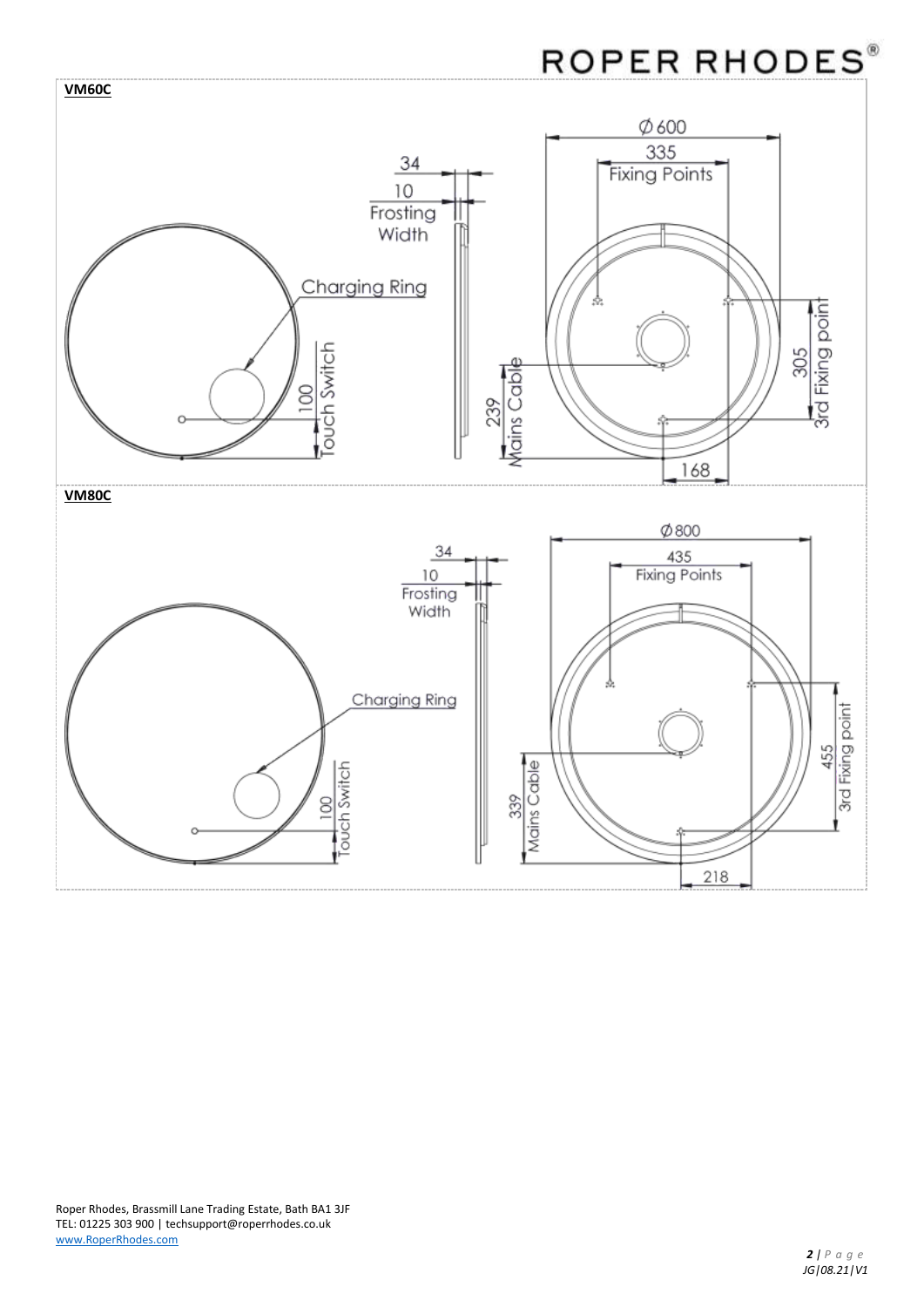**VM60C**

Ø600
335
Fixing Points
34
10
Frosting
Width
Charging Ring
100
Touch Switch
239
Mains Cable
305
3rd Fixing point
168

**VM80C**

Ø800
435
Fixing Points
34
10
Frosting
Width
Charging Ring
100
Touch Switch
339
Mains Cable
455
3rd Fixing point
218

Roper Rhodes, Brassmill Lane Trading Estate, Bath BA1 3JF
TEL: 01225 303 900 | techsupport@roperrhodes.co.uk
www.RoperRhodes.com

*JG|08.21|V1*